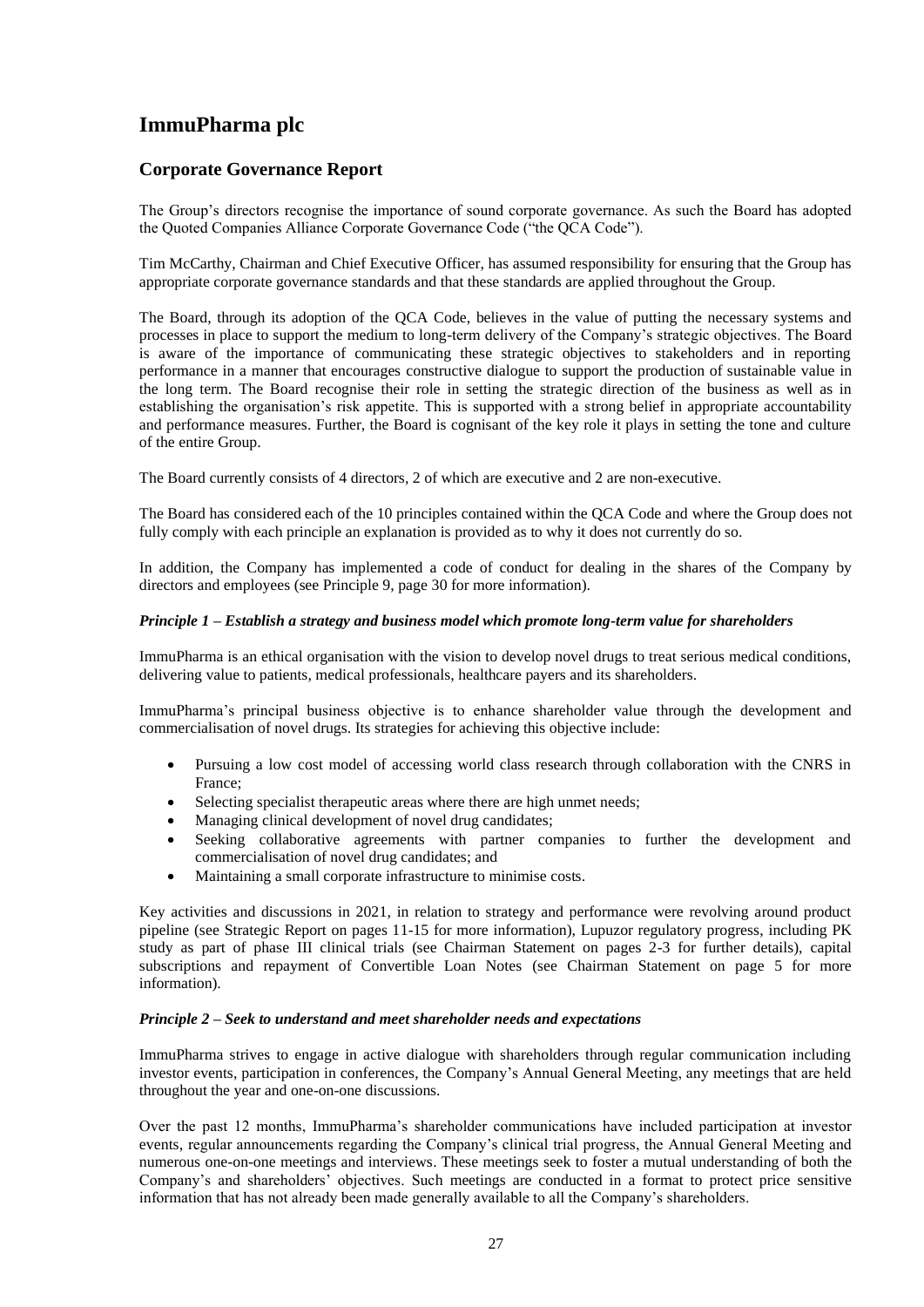# ImmuPharma plc

## Corporate Governance Report

The Group's directors recognise the importance of sound corporate governance. As such the Board has adopted the Quoted Companies Alliance Corporate Governance Code ("the QCA Code").

Tim McCarthy, Chairman and Chief Executive Officer, has assumed responsibility for ensuring that the Group has appropriate corporate governance standards and that these standards are applied throughout the Group.

The Board, through its adoption of the QCA Code, believes in the value of putting the necessary systems and processes in place to support the medium to long-term delivery of the Company's strategic objectives. The Board is aware of the importance of communicating these strategic objectives to stakeholders and in reporting performance in a manner that encourages constructive dialogue to support the production of sustainable value in the long term. The Board recognise their role in setting the strategic direction of the business as well as in establishing the organisation's risk appetite. This is supported with a strong belief in appropriate accountability and performance measures. Further, the Board is cognisant of the key role it plays in setting the tone and culture of the entire Group.

The Board currently consists of 4 directors, 2 of which are executive and 2 are non-executive.

The Board has considered each of the 10 principles contained within the QCA Code and where the Group does not fully comply with each principle an explanation is provided as to why it does not currently do so.

In addition, the Company has implemented a code of conduct for dealing in the shares of the Company by directors and employees (see Principle 9, page 30 for more information).

### *Principle 1 – Establish a strategy and business model which promote long-term value for shareholders*

ImmuPharma is an ethical organisation with the vision to develop novel drugs to treat serious medical conditions, delivering value to patients, medical professionals, healthcare payers and its shareholders.

ImmuPharma's principal business objective is to enhance shareholder value through the development and commercialisation of novel drugs. Its strategies for achieving this objective include:

- Pursuing a low cost model of accessing world class research through collaboration with the CNRS in France;
- Selecting specialist therapeutic areas where there are high unmet needs;
- Managing clinical development of novel drug candidates;
- Seeking collaborative agreements with partner companies to further the development and commercialisation of novel drug candidates; and
- Maintaining a small corporate infrastructure to minimise costs.

Key activities and discussions in 2021, in relation to strategy and performance were revolving around product pipeline (see Strategic Report on pages 11-15 for more information), Lupuzor regulatory progress, including PK study as part of phase III clinical trials (see Chairman Statement on pages 2-3 for further details), capital subscriptions and repayment of Convertible Loan Notes (see Chairman Statement on page 5 for more information).

### *Principle 2 – Seek to understand and meet shareholder needs and expectations*

ImmuPharma strives to engage in active dialogue with shareholders through regular communication including investor events, participation in conferences, the Company's Annual General Meeting, any meetings that are held throughout the year and one-on-one discussions.

Over the past 12 months, ImmuPharma's shareholder communications have included participation at investor events, regular announcements regarding the Company's clinical trial progress, the Annual General Meeting and numerous one-on-one meetings and interviews. These meetings seek to foster a mutual understanding of both the Company's and shareholders' objectives. Such meetings are conducted in a format to protect price sensitive information that has not already been made generally available to all the Company's shareholders.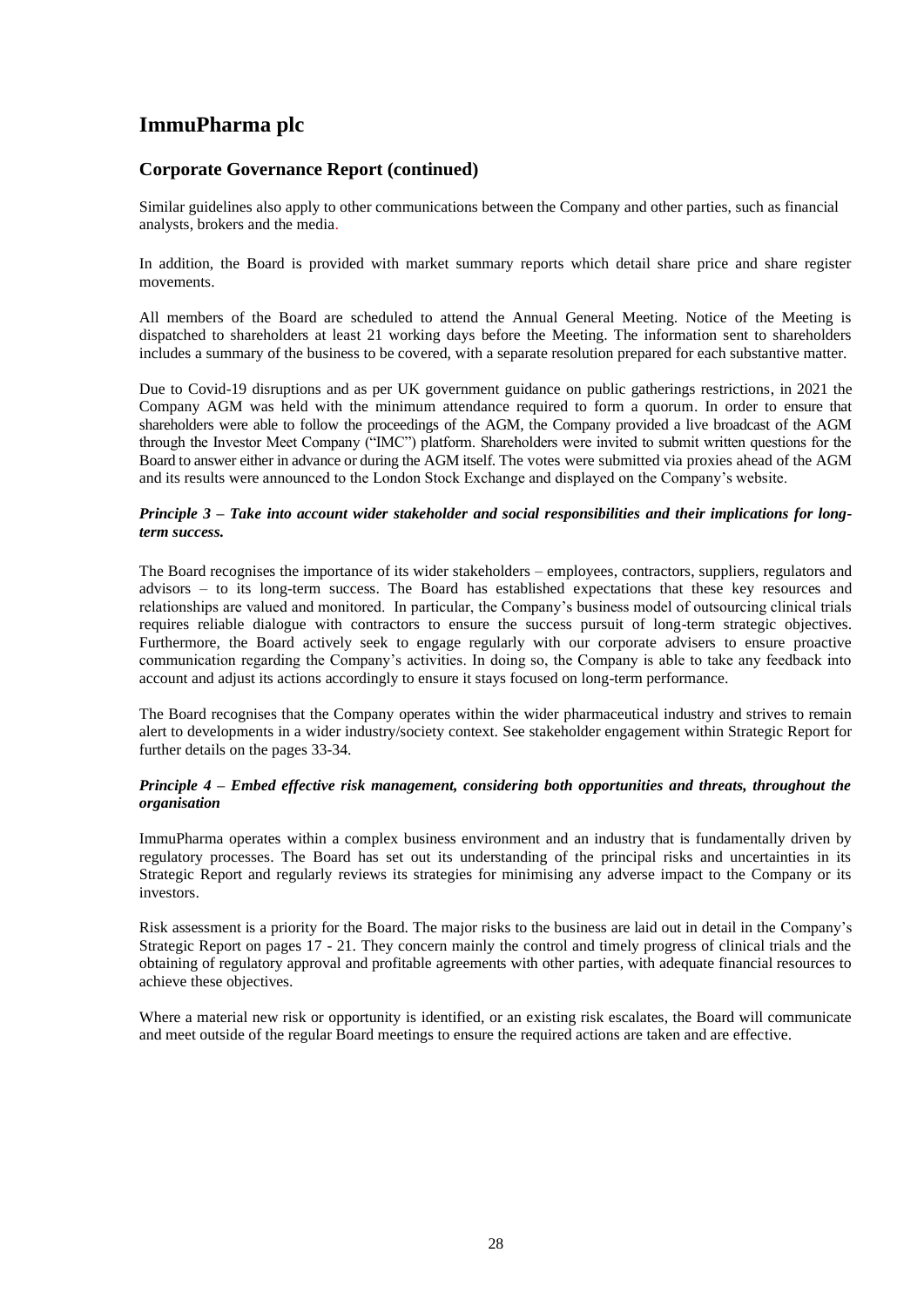# ImmuPharma plc

## Corporate Governance Report (continued)

Similar guidelines also apply to other communications between the Company and other parties, such as financial analysts, brokers and the media.

In addition, the Board is provided with market summary reports which detail share price and share register movements.

All members of the Board are scheduled to attend the Annual General Meeting. Notice of the Meeting is dispatched to shareholders at least 21 working days before the Meeting. The information sent to shareholders includes a summary of the business to be covered, with a separate resolution prepared for each substantive matter.

Due to Covid-19 disruptions and as per UK government guidance on public gatherings restrictions, in 2021 the Company AGM was held with the minimum attendance required to form a quorum. In order to ensure that shareholders were able to follow the proceedings of the AGM, the Company provided a live broadcast of the AGM through the Investor Meet Company ("IMC") platform. Shareholders were invited to submit written questions for the Board to answer either in advance or during the AGM itself. The votes were submitted via proxies ahead of the AGM and its results were announced to the London Stock Exchange and displayed on the Company's website.

***Principle 3 – Take into account wider stakeholder and social responsibilities and their implications for long-term success.***

The Board recognises the importance of its wider stakeholders – employees, contractors, suppliers, regulators and advisors – to its long-term success. The Board has established expectations that these key resources and relationships are valued and monitored. In particular, the Company's business model of outsourcing clinical trials requires reliable dialogue with contractors to ensure the success pursuit of long-term strategic objectives. Furthermore, the Board actively seek to engage regularly with our corporate advisers to ensure proactive communication regarding the Company's activities. In doing so, the Company is able to take any feedback into account and adjust its actions accordingly to ensure it stays focused on long-term performance.

The Board recognises that the Company operates within the wider pharmaceutical industry and strives to remain alert to developments in a wider industry/society context. See stakeholder engagement within Strategic Report for further details on the pages 33-34.

***Principle 4 – Embed effective risk management, considering both opportunities and threats, throughout the organisation***

ImmuPharma operates within a complex business environment and an industry that is fundamentally driven by regulatory processes. The Board has set out its understanding of the principal risks and uncertainties in its Strategic Report and regularly reviews its strategies for minimising any adverse impact to the Company or its investors.

Risk assessment is a priority for the Board. The major risks to the business are laid out in detail in the Company's Strategic Report on pages 17 - 21. They concern mainly the control and timely progress of clinical trials and the obtaining of regulatory approval and profitable agreements with other parties, with adequate financial resources to achieve these objectives.

Where a material new risk or opportunity is identified, or an existing risk escalates, the Board will communicate and meet outside of the regular Board meetings to ensure the required actions are taken and are effective.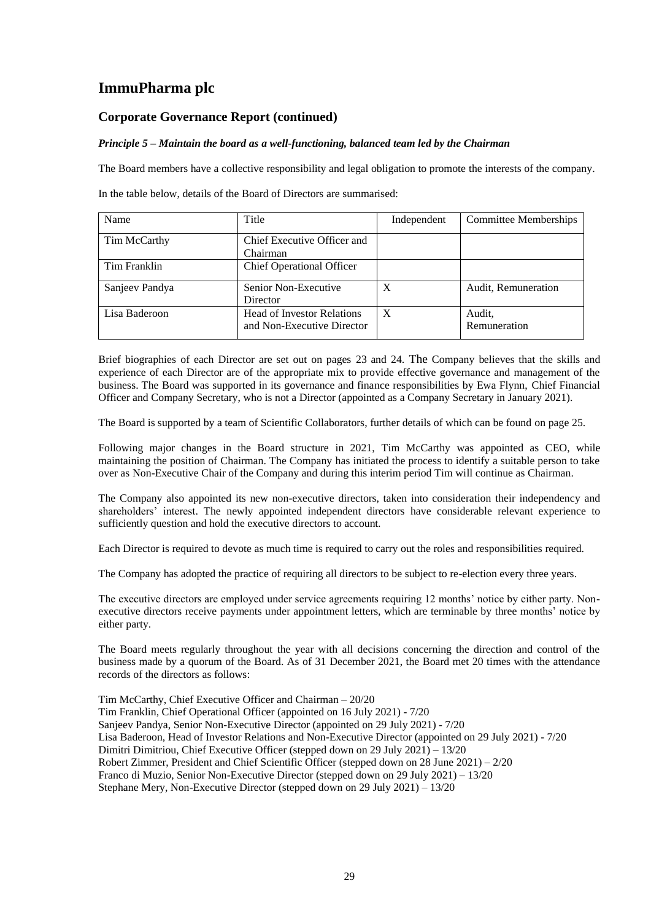# ImmuPharma plc

## Corporate Governance Report (continued)

### *Principle 5 – Maintain the board as a well-functioning, balanced team led by the Chairman*

The Board members have a collective responsibility and legal obligation to promote the interests of the company.

In the table below, details of the Board of Directors are summarised:

| Name | Title | Independent | Committee Memberships |
|---|---|---|---|
| Tim McCarthy | Chief Executive Officer and Chairman | | |
| Tim Franklin | Chief Operational Officer | | |
| Sanjeev Pandya | Senior Non-Executive Director | X | Audit, Remuneration |
| Lisa Baderoon | Head of Investor Relations and Non-Executive Director | X | Audit, Remuneration |

Brief biographies of each Director are set out on pages 23 and 24. The Company believes that the skills and experience of each Director are of the appropriate mix to provide effective governance and management of the business. The Board was supported in its governance and finance responsibilities by Ewa Flynn, Chief Financial Officer and Company Secretary, who is not a Director (appointed as a Company Secretary in January 2021).

The Board is supported by a team of Scientific Collaborators, further details of which can be found on page 25.

Following major changes in the Board structure in 2021, Tim McCarthy was appointed as CEO, while maintaining the position of Chairman. The Company has initiated the process to identify a suitable person to take over as Non-Executive Chair of the Company and during this interim period Tim will continue as Chairman.

The Company also appointed its new non-executive directors, taken into consideration their independency and shareholders' interest. The newly appointed independent directors have considerable relevant experience to sufficiently question and hold the executive directors to account.

Each Director is required to devote as much time is required to carry out the roles and responsibilities required.

The Company has adopted the practice of requiring all directors to be subject to re-election every three years.

The executive directors are employed under service agreements requiring 12 months' notice by either party. Non-executive directors receive payments under appointment letters, which are terminable by three months' notice by either party.

The Board meets regularly throughout the year with all decisions concerning the direction and control of the business made by a quorum of the Board. As of 31 December 2021, the Board met 20 times with the attendance records of the directors as follows:

Tim McCarthy, Chief Executive Officer and Chairman – 20/20
Tim Franklin, Chief Operational Officer (appointed on 16 July 2021) - 7/20
Sanjeev Pandya, Senior Non-Executive Director (appointed on 29 July 2021) - 7/20
Lisa Baderoon, Head of Investor Relations and Non-Executive Director (appointed on 29 July 2021) - 7/20
Dimitri Dimitriou, Chief Executive Officer (stepped down on 29 July 2021) – 13/20
Robert Zimmer, President and Chief Scientific Officer (stepped down on 28 June 2021) – 2/20
Franco di Muzio, Senior Non-Executive Director (stepped down on 29 July 2021) – 13/20
Stephane Mery, Non-Executive Director (stepped down on 29 July 2021) – 13/20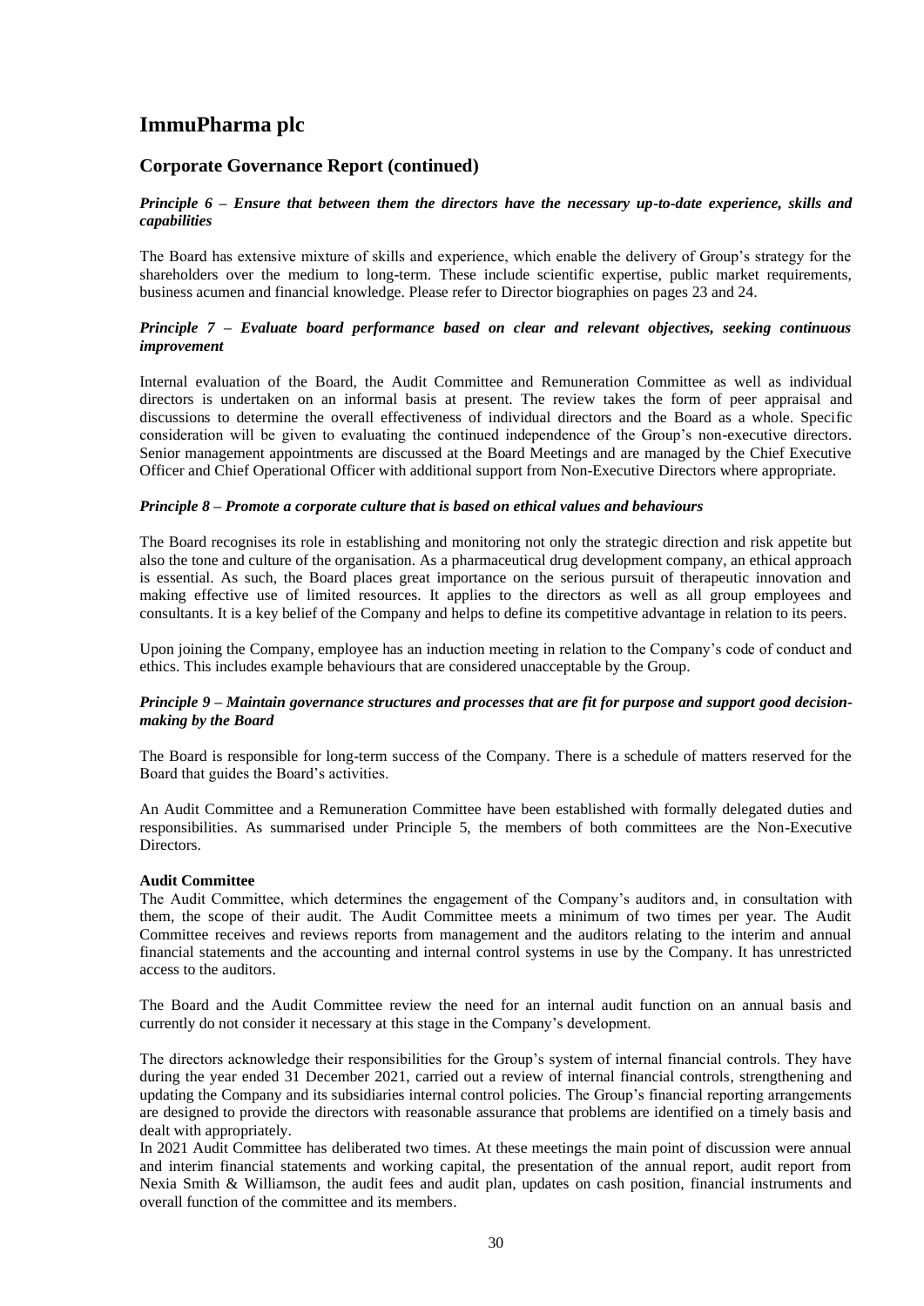# ImmuPharma plc

## Corporate Governance Report (continued)

### *Principle 6 – Ensure that between them the directors have the necessary up-to-date experience, skills and capabilities*

The Board has extensive mixture of skills and experience, which enable the delivery of Group's strategy for the shareholders over the medium to long-term. These include scientific expertise, public market requirements, business acumen and financial knowledge. Please refer to Director biographies on pages 23 and 24.

### *Principle 7 – Evaluate board performance based on clear and relevant objectives, seeking continuous improvement*

Internal evaluation of the Board, the Audit Committee and Remuneration Committee as well as individual directors is undertaken on an informal basis at present. The review takes the form of peer appraisal and discussions to determine the overall effectiveness of individual directors and the Board as a whole. Specific consideration will be given to evaluating the continued independence of the Group's non-executive directors. Senior management appointments are discussed at the Board Meetings and are managed by the Chief Executive Officer and Chief Operational Officer with additional support from Non-Executive Directors where appropriate.

### *Principle 8 – Promote a corporate culture that is based on ethical values and behaviours*

The Board recognises its role in establishing and monitoring not only the strategic direction and risk appetite but also the tone and culture of the organisation. As a pharmaceutical drug development company, an ethical approach is essential. As such, the Board places great importance on the serious pursuit of therapeutic innovation and making effective use of limited resources. It applies to the directors as well as all group employees and consultants. It is a key belief of the Company and helps to define its competitive advantage in relation to its peers.

Upon joining the Company, employee has an induction meeting in relation to the Company's code of conduct and ethics. This includes example behaviours that are considered unacceptable by the Group.

### *Principle 9 – Maintain governance structures and processes that are fit for purpose and support good decision-making by the Board*

The Board is responsible for long-term success of the Company. There is a schedule of matters reserved for the Board that guides the Board's activities.

An Audit Committee and a Remuneration Committee have been established with formally delegated duties and responsibilities. As summarised under Principle 5, the members of both committees are the Non-Executive Directors.

**Audit Committee**

The Audit Committee, which determines the engagement of the Company's auditors and, in consultation with them, the scope of their audit. The Audit Committee meets a minimum of two times per year. The Audit Committee receives and reviews reports from management and the auditors relating to the interim and annual financial statements and the accounting and internal control systems in use by the Company. It has unrestricted access to the auditors.

The Board and the Audit Committee review the need for an internal audit function on an annual basis and currently do not consider it necessary at this stage in the Company's development.

The directors acknowledge their responsibilities for the Group's system of internal financial controls. They have during the year ended 31 December 2021, carried out a review of internal financial controls, strengthening and updating the Company and its subsidiaries internal control policies. The Group's financial reporting arrangements are designed to provide the directors with reasonable assurance that problems are identified on a timely basis and dealt with appropriately.

In 2021 Audit Committee has deliberated two times. At these meetings the main point of discussion were annual and interim financial statements and working capital, the presentation of the annual report, audit report from Nexia Smith & Williamson, the audit fees and audit plan, updates on cash position, financial instruments and overall function of the committee and its members.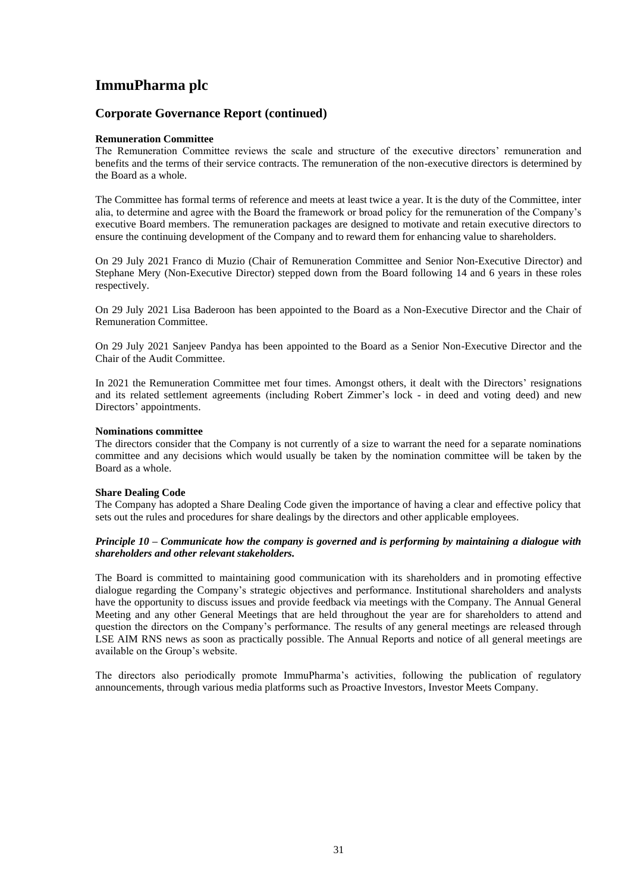# ImmuPharma plc

## Corporate Governance Report (continued)

**Remuneration Committee**

The Remuneration Committee reviews the scale and structure of the executive directors' remuneration and benefits and the terms of their service contracts. The remuneration of the non-executive directors is determined by the Board as a whole.

The Committee has formal terms of reference and meets at least twice a year. It is the duty of the Committee, inter alia, to determine and agree with the Board the framework or broad policy for the remuneration of the Company's executive Board members. The remuneration packages are designed to motivate and retain executive directors to ensure the continuing development of the Company and to reward them for enhancing value to shareholders.

On 29 July 2021 Franco di Muzio (Chair of Remuneration Committee and Senior Non-Executive Director) and Stephane Mery (Non-Executive Director) stepped down from the Board following 14 and 6 years in these roles respectively.

On 29 July 2021 Lisa Baderoon has been appointed to the Board as a Non-Executive Director and the Chair of Remuneration Committee.

On 29 July 2021 Sanjeev Pandya has been appointed to the Board as a Senior Non-Executive Director and the Chair of the Audit Committee.

In 2021 the Remuneration Committee met four times. Amongst others, it dealt with the Directors' resignations and its related settlement agreements (including Robert Zimmer's lock - in deed and voting deed) and new Directors' appointments.

**Nominations committee**

The directors consider that the Company is not currently of a size to warrant the need for a separate nominations committee and any decisions which would usually be taken by the nomination committee will be taken by the Board as a whole.

**Share Dealing Code**

The Company has adopted a Share Dealing Code given the importance of having a clear and effective policy that sets out the rules and procedures for share dealings by the directors and other applicable employees.

***Principle 10 – Communicate how the company is governed and is performing by maintaining a dialogue with shareholders and other relevant stakeholders.***

The Board is committed to maintaining good communication with its shareholders and in promoting effective dialogue regarding the Company's strategic objectives and performance. Institutional shareholders and analysts have the opportunity to discuss issues and provide feedback via meetings with the Company. The Annual General Meeting and any other General Meetings that are held throughout the year are for shareholders to attend and question the directors on the Company's performance. The results of any general meetings are released through LSE AIM RNS news as soon as practically possible. The Annual Reports and notice of all general meetings are available on the Group's website.

The directors also periodically promote ImmuPharma's activities, following the publication of regulatory announcements, through various media platforms such as Proactive Investors, Investor Meets Company.